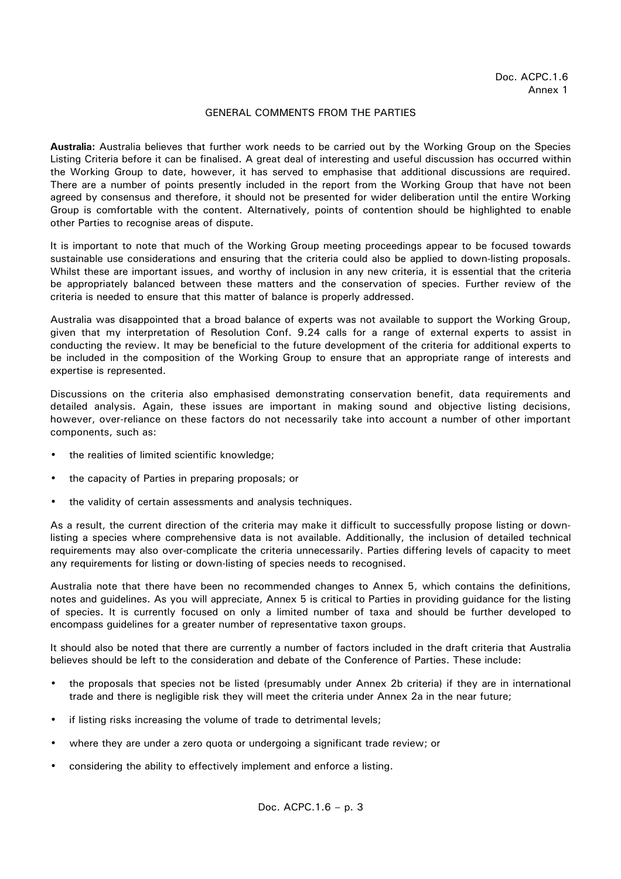Doc. ACPC.1.6
Annex 1

GENERAL COMMENTS FROM THE PARTIES

**Australia:** Australia believes that further work needs to be carried out by the Working Group on the Species Listing Criteria before it can be finalised. A great deal of interesting and useful discussion has occurred within the Working Group to date, however, it has served to emphasise that additional discussions are required. There are a number of points presently included in the report from the Working Group that have not been agreed by consensus and therefore, it should not be presented for wider deliberation until the entire Working Group is comfortable with the content. Alternatively, points of contention should be highlighted to enable other Parties to recognise areas of dispute.

It is important to note that much of the Working Group meeting proceedings appear to be focused towards sustainable use considerations and ensuring that the criteria could also be applied to down-listing proposals. Whilst these are important issues, and worthy of inclusion in any new criteria, it is essential that the criteria be appropriately balanced between these matters and the conservation of species. Further review of the criteria is needed to ensure that this matter of balance is properly addressed.

Australia was disappointed that a broad balance of experts was not available to support the Working Group, given that my interpretation of Resolution Conf. 9.24 calls for a range of external experts to assist in conducting the review. It may be beneficial to the future development of the criteria for additional experts to be included in the composition of the Working Group to ensure that an appropriate range of interests and expertise is represented.

Discussions on the criteria also emphasised demonstrating conservation benefit, data requirements and detailed analysis. Again, these issues are important in making sound and objective listing decisions, however, over-reliance on these factors do not necessarily take into account a number of other important components, such as:

- the realities of limited scientific knowledge;
- the capacity of Parties in preparing proposals; or
- the validity of certain assessments and analysis techniques.

As a result, the current direction of the criteria may make it difficult to successfully propose listing or down-listing a species where comprehensive data is not available. Additionally, the inclusion of detailed technical requirements may also over-complicate the criteria unnecessarily. Parties differing levels of capacity to meet any requirements for listing or down-listing of species needs to recognised.

Australia note that there have been no recommended changes to Annex 5, which contains the definitions, notes and guidelines. As you will appreciate, Annex 5 is critical to Parties in providing guidance for the listing of species. It is currently focused on only a limited number of taxa and should be further developed to encompass guidelines for a greater number of representative taxon groups.

It should also be noted that there are currently a number of factors included in the draft criteria that Australia believes should be left to the consideration and debate of the Conference of Parties. These include:

- the proposals that species not be listed (presumably under Annex 2b criteria) if they are in international trade and there is negligible risk they will meet the criteria under Annex 2a in the near future;
- if listing risks increasing the volume of trade to detrimental levels;
- where they are under a zero quota or undergoing a significant trade review; or
- considering the ability to effectively implement and enforce a listing.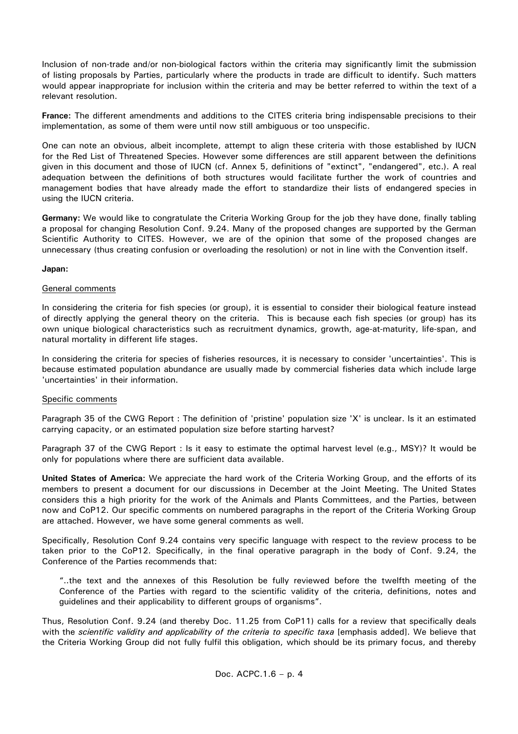Inclusion of non-trade and/or non-biological factors within the criteria may significantly limit the submission of listing proposals by Parties, particularly where the products in trade are difficult to identify. Such matters would appear inappropriate for inclusion within the criteria and may be better referred to within the text of a relevant resolution.

**France:** The different amendments and additions to the CITES criteria bring indispensable precisions to their implementation, as some of them were until now still ambiguous or too unspecific.

One can note an obvious, albeit incomplete, attempt to align these criteria with those established by IUCN for the Red List of Threatened Species. However some differences are still apparent between the definitions given in this document and those of IUCN (cf. Annex 5, definitions of "extinct", "endangered", etc.). A real adequation between the definitions of both structures would facilitate further the work of countries and management bodies that have already made the effort to standardize their lists of endangered species in using the IUCN criteria.

**Germany:** We would like to congratulate the Criteria Working Group for the job they have done, finally tabling a proposal for changing Resolution Conf. 9.24. Many of the proposed changes are supported by the German Scientific Authority to CITES. However, we are of the opinion that some of the proposed changes are unnecessary (thus creating confusion or overloading the resolution) or not in line with the Convention itself.

**Japan:**

General comments

In considering the criteria for fish species (or group), it is essential to consider their biological feature instead of directly applying the general theory on the criteria. This is because each fish species (or group) has its own unique biological characteristics such as recruitment dynamics, growth, age-at-maturity, life-span, and natural mortality in different life stages.

In considering the criteria for species of fisheries resources, it is necessary to consider 'uncertainties'. This is because estimated population abundance are usually made by commercial fisheries data which include large 'uncertainties' in their information.

Specific comments

Paragraph 35 of the CWG Report : The definition of 'pristine' population size 'X' is unclear. Is it an estimated carrying capacity, or an estimated population size before starting harvest?

Paragraph 37 of the CWG Report : Is it easy to estimate the optimal harvest level (e.g., MSY)? It would be only for populations where there are sufficient data available.

**United States of America:** We appreciate the hard work of the Criteria Working Group, and the efforts of its members to present a document for our discussions in December at the Joint Meeting. The United States considers this a high priority for the work of the Animals and Plants Committees, and the Parties, between now and CoP12. Our specific comments on numbered paragraphs in the report of the Criteria Working Group are attached. However, we have some general comments as well.

Specifically, Resolution Conf 9.24 contains very specific language with respect to the review process to be taken prior to the CoP12. Specifically, in the final operative paragraph in the body of Conf. 9.24, the Conference of the Parties recommends that:

> "..the text and the annexes of this Resolution be fully reviewed before the twelfth meeting of the Conference of the Parties with regard to the scientific validity of the criteria, definitions, notes and guidelines and their applicability to different groups of organisms".

Thus, Resolution Conf. 9.24 (and thereby Doc. 11.25 from CoP11) calls for a review that specifically deals with the *scientific validity and applicability of the criteria to specific taxa* [emphasis added]. We believe that the Criteria Working Group did not fully fulfil this obligation, which should be its primary focus, and thereby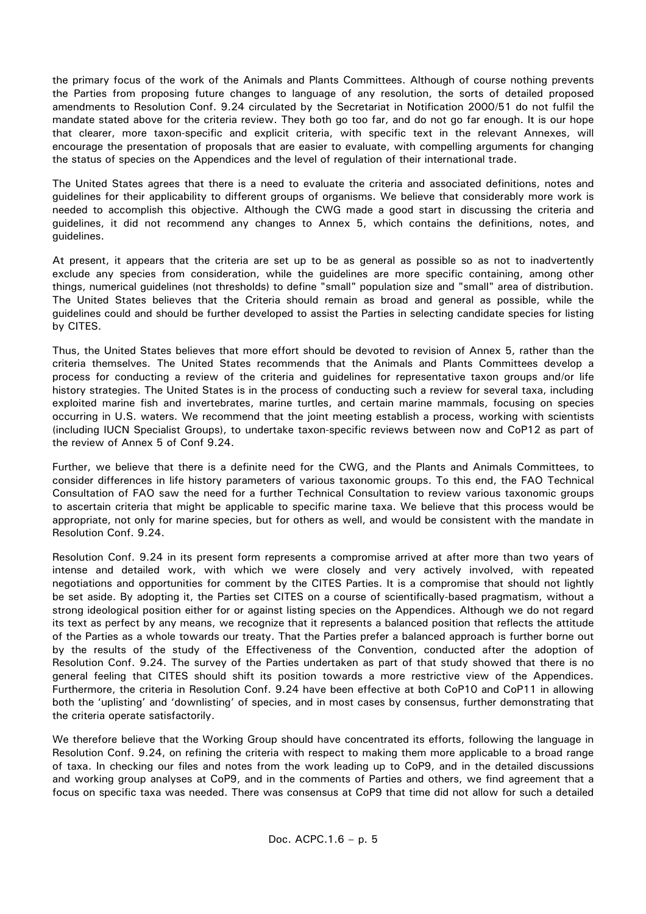the primary focus of the work of the Animals and Plants Committees. Although of course nothing prevents the Parties from proposing future changes to language of any resolution, the sorts of detailed proposed amendments to Resolution Conf. 9.24 circulated by the Secretariat in Notification 2000/51 do not fulfil the mandate stated above for the criteria review. They both go too far, and do not go far enough. It is our hope that clearer, more taxon-specific and explicit criteria, with specific text in the relevant Annexes, will encourage the presentation of proposals that are easier to evaluate, with compelling arguments for changing the status of species on the Appendices and the level of regulation of their international trade.

The United States agrees that there is a need to evaluate the criteria and associated definitions, notes and guidelines for their applicability to different groups of organisms. We believe that considerably more work is needed to accomplish this objective. Although the CWG made a good start in discussing the criteria and guidelines, it did not recommend any changes to Annex 5, which contains the definitions, notes, and guidelines.

At present, it appears that the criteria are set up to be as general as possible so as not to inadvertently exclude any species from consideration, while the guidelines are more specific containing, among other things, numerical guidelines (not thresholds) to define "small" population size and "small" area of distribution. The United States believes that the Criteria should remain as broad and general as possible, while the guidelines could and should be further developed to assist the Parties in selecting candidate species for listing by CITES.

Thus, the United States believes that more effort should be devoted to revision of Annex 5, rather than the criteria themselves. The United States recommends that the Animals and Plants Committees develop a process for conducting a review of the criteria and guidelines for representative taxon groups and/or life history strategies. The United States is in the process of conducting such a review for several taxa, including exploited marine fish and invertebrates, marine turtles, and certain marine mammals, focusing on species occurring in U.S. waters. We recommend that the joint meeting establish a process, working with scientists (including IUCN Specialist Groups), to undertake taxon-specific reviews between now and CoP12 as part of the review of Annex 5 of Conf 9.24.

Further, we believe that there is a definite need for the CWG, and the Plants and Animals Committees, to consider differences in life history parameters of various taxonomic groups. To this end, the FAO Technical Consultation of FAO saw the need for a further Technical Consultation to review various taxonomic groups to ascertain criteria that might be applicable to specific marine taxa. We believe that this process would be appropriate, not only for marine species, but for others as well, and would be consistent with the mandate in Resolution Conf. 9.24.

Resolution Conf. 9.24 in its present form represents a compromise arrived at after more than two years of intense and detailed work, with which we were closely and very actively involved, with repeated negotiations and opportunities for comment by the CITES Parties. It is a compromise that should not lightly be set aside. By adopting it, the Parties set CITES on a course of scientifically-based pragmatism, without a strong ideological position either for or against listing species on the Appendices. Although we do not regard its text as perfect by any means, we recognize that it represents a balanced position that reflects the attitude of the Parties as a whole towards our treaty. That the Parties prefer a balanced approach is further borne out by the results of the study of the Effectiveness of the Convention, conducted after the adoption of Resolution Conf. 9.24. The survey of the Parties undertaken as part of that study showed that there is no general feeling that CITES should shift its position towards a more restrictive view of the Appendices. Furthermore, the criteria in Resolution Conf. 9.24 have been effective at both CoP10 and CoP11 in allowing both the 'uplisting' and 'downlisting' of species, and in most cases by consensus, further demonstrating that the criteria operate satisfactorily.

We therefore believe that the Working Group should have concentrated its efforts, following the language in Resolution Conf. 9.24, on refining the criteria with respect to making them more applicable to a broad range of taxa. In checking our files and notes from the work leading up to CoP9, and in the detailed discussions and working group analyses at CoP9, and in the comments of Parties and others, we find agreement that a focus on specific taxa was needed. There was consensus at CoP9 that time did not allow for such a detailed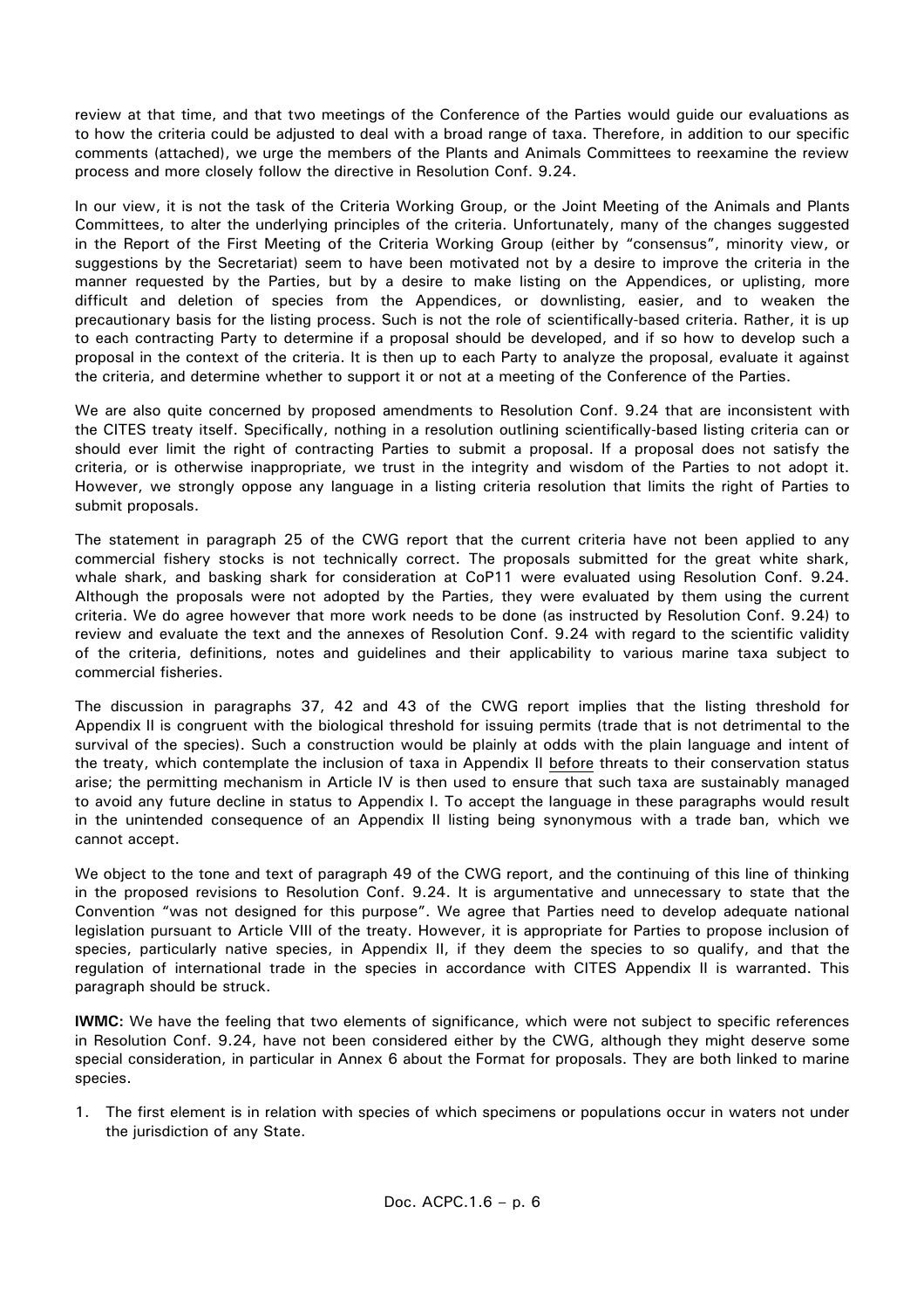review at that time, and that two meetings of the Conference of the Parties would guide our evaluations as to how the criteria could be adjusted to deal with a broad range of taxa. Therefore, in addition to our specific comments (attached), we urge the members of the Plants and Animals Committees to reexamine the review process and more closely follow the directive in Resolution Conf. 9.24.

In our view, it is not the task of the Criteria Working Group, or the Joint Meeting of the Animals and Plants Committees, to alter the underlying principles of the criteria. Unfortunately, many of the changes suggested in the Report of the First Meeting of the Criteria Working Group (either by "consensus", minority view, or suggestions by the Secretariat) seem to have been motivated not by a desire to improve the criteria in the manner requested by the Parties, but by a desire to make listing on the Appendices, or uplisting, more difficult and deletion of species from the Appendices, or downlisting, easier, and to weaken the precautionary basis for the listing process. Such is not the role of scientifically-based criteria. Rather, it is up to each contracting Party to determine if a proposal should be developed, and if so how to develop such a proposal in the context of the criteria. It is then up to each Party to analyze the proposal, evaluate it against the criteria, and determine whether to support it or not at a meeting of the Conference of the Parties.

We are also quite concerned by proposed amendments to Resolution Conf. 9.24 that are inconsistent with the CITES treaty itself. Specifically, nothing in a resolution outlining scientifically-based listing criteria can or should ever limit the right of contracting Parties to submit a proposal. If a proposal does not satisfy the criteria, or is otherwise inappropriate, we trust in the integrity and wisdom of the Parties to not adopt it. However, we strongly oppose any language in a listing criteria resolution that limits the right of Parties to submit proposals.

The statement in paragraph 25 of the CWG report that the current criteria have not been applied to any commercial fishery stocks is not technically correct. The proposals submitted for the great white shark, whale shark, and basking shark for consideration at CoP11 were evaluated using Resolution Conf. 9.24. Although the proposals were not adopted by the Parties, they were evaluated by them using the current criteria. We do agree however that more work needs to be done (as instructed by Resolution Conf. 9.24) to review and evaluate the text and the annexes of Resolution Conf. 9.24 with regard to the scientific validity of the criteria, definitions, notes and guidelines and their applicability to various marine taxa subject to commercial fisheries.

The discussion in paragraphs 37, 42 and 43 of the CWG report implies that the listing threshold for Appendix II is congruent with the biological threshold for issuing permits (trade that is not detrimental to the survival of the species). Such a construction would be plainly at odds with the plain language and intent of the treaty, which contemplate the inclusion of taxa in Appendix II <u>before</u> threats to their conservation status arise; the permitting mechanism in Article IV is then used to ensure that such taxa are sustainably managed to avoid any future decline in status to Appendix I. To accept the language in these paragraphs would result in the unintended consequence of an Appendix II listing being synonymous with a trade ban, which we cannot accept.

We object to the tone and text of paragraph 49 of the CWG report, and the continuing of this line of thinking in the proposed revisions to Resolution Conf. 9.24. It is argumentative and unnecessary to state that the Convention "was not designed for this purpose". We agree that Parties need to develop adequate national legislation pursuant to Article VIII of the treaty. However, it is appropriate for Parties to propose inclusion of species, particularly native species, in Appendix II, if they deem the species to so qualify, and that the regulation of international trade in the species in accordance with CITES Appendix II is warranted. This paragraph should be struck.

**IWMC:** We have the feeling that two elements of significance, which were not subject to specific references in Resolution Conf. 9.24, have not been considered either by the CWG, although they might deserve some special consideration, in particular in Annex 6 about the Format for proposals. They are both linked to marine species.

1. The first element is in relation with species of which specimens or populations occur in waters not under the jurisdiction of any State.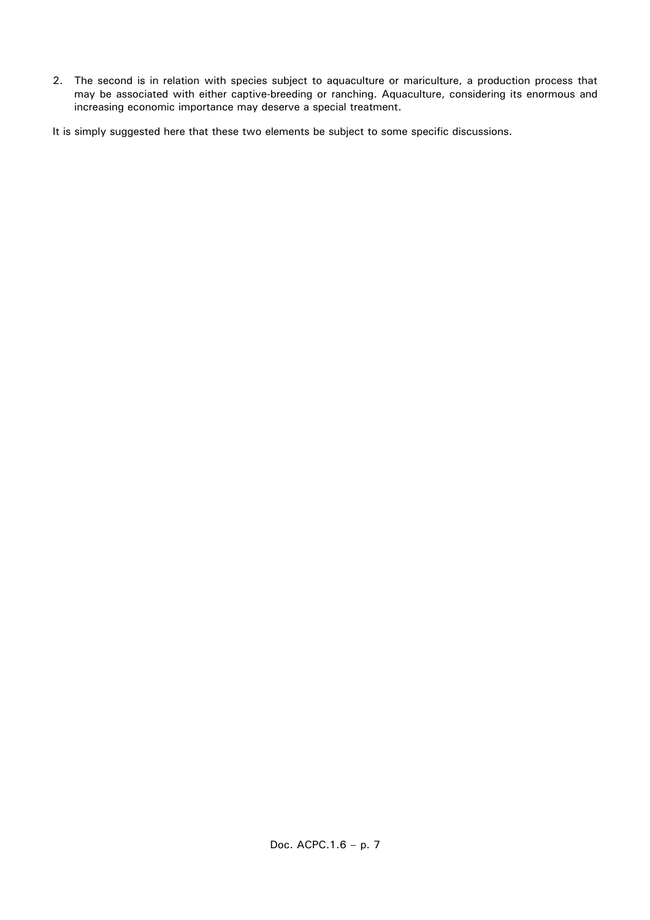2. The second is in relation with species subject to aquaculture or mariculture, a production process that may be associated with either captive-breeding or ranching. Aquaculture, considering its enormous and increasing economic importance may deserve a special treatment.

It is simply suggested here that these two elements be subject to some specific discussions.